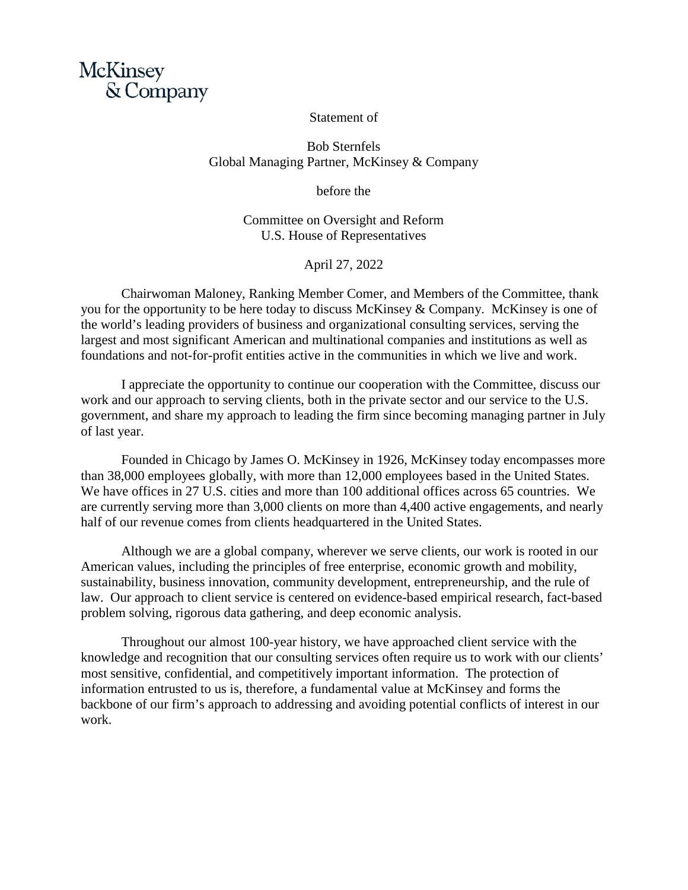McKinsey & Company

Statement of

Bob Sternfels
Global Managing Partner, McKinsey & Company

before the

Committee on Oversight and Reform
U.S. House of Representatives

April 27, 2022

Chairwoman Maloney, Ranking Member Comer, and Members of the Committee, thank you for the opportunity to be here today to discuss McKinsey & Company. McKinsey is one of the world's leading providers of business and organizational consulting services, serving the largest and most significant American and multinational companies and institutions as well as foundations and not-for-profit entities active in the communities in which we live and work.

I appreciate the opportunity to continue our cooperation with the Committee, discuss our work and our approach to serving clients, both in the private sector and our service to the U.S. government, and share my approach to leading the firm since becoming managing partner in July of last year.

Founded in Chicago by James O. McKinsey in 1926, McKinsey today encompasses more than 38,000 employees globally, with more than 12,000 employees based in the United States. We have offices in 27 U.S. cities and more than 100 additional offices across 65 countries. We are currently serving more than 3,000 clients on more than 4,400 active engagements, and nearly half of our revenue comes from clients headquartered in the United States.

Although we are a global company, wherever we serve clients, our work is rooted in our American values, including the principles of free enterprise, economic growth and mobility, sustainability, business innovation, community development, entrepreneurship, and the rule of law. Our approach to client service is centered on evidence-based empirical research, fact-based problem solving, rigorous data gathering, and deep economic analysis.

Throughout our almost 100-year history, we have approached client service with the knowledge and recognition that our consulting services often require us to work with our clients' most sensitive, confidential, and competitively important information. The protection of information entrusted to us is, therefore, a fundamental value at McKinsey and forms the backbone of our firm's approach to addressing and avoiding potential conflicts of interest in our work.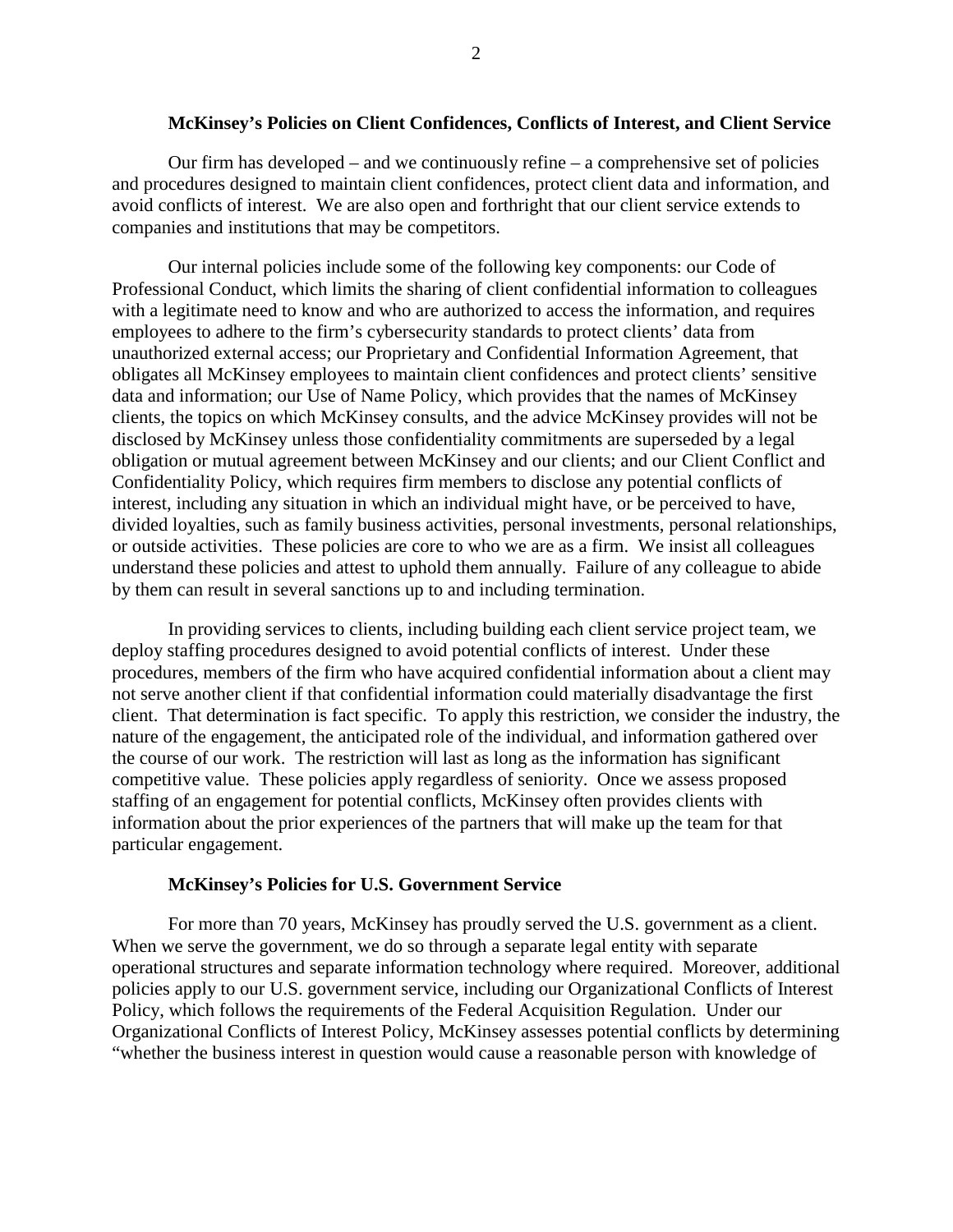**McKinsey's Policies on Client Confidences, Conflicts of Interest, and Client Service**

Our firm has developed – and we continuously refine – a comprehensive set of policies and procedures designed to maintain client confidences, protect client data and information, and avoid conflicts of interest. We are also open and forthright that our client service extends to companies and institutions that may be competitors.

Our internal policies include some of the following key components: our Code of Professional Conduct, which limits the sharing of client confidential information to colleagues with a legitimate need to know and who are authorized to access the information, and requires employees to adhere to the firm's cybersecurity standards to protect clients' data from unauthorized external access; our Proprietary and Confidential Information Agreement, that obligates all McKinsey employees to maintain client confidences and protect clients' sensitive data and information; our Use of Name Policy, which provides that the names of McKinsey clients, the topics on which McKinsey consults, and the advice McKinsey provides will not be disclosed by McKinsey unless those confidentiality commitments are superseded by a legal obligation or mutual agreement between McKinsey and our clients; and our Client Conflict and Confidentiality Policy, which requires firm members to disclose any potential conflicts of interest, including any situation in which an individual might have, or be perceived to have, divided loyalties, such as family business activities, personal investments, personal relationships, or outside activities. These policies are core to who we are as a firm. We insist all colleagues understand these policies and attest to uphold them annually. Failure of any colleague to abide by them can result in several sanctions up to and including termination.

In providing services to clients, including building each client service project team, we deploy staffing procedures designed to avoid potential conflicts of interest. Under these procedures, members of the firm who have acquired confidential information about a client may not serve another client if that confidential information could materially disadvantage the first client. That determination is fact specific. To apply this restriction, we consider the industry, the nature of the engagement, the anticipated role of the individual, and information gathered over the course of our work. The restriction will last as long as the information has significant competitive value. These policies apply regardless of seniority. Once we assess proposed staffing of an engagement for potential conflicts, McKinsey often provides clients with information about the prior experiences of the partners that will make up the team for that particular engagement.

**McKinsey's Policies for U.S. Government Service**

For more than 70 years, McKinsey has proudly served the U.S. government as a client. When we serve the government, we do so through a separate legal entity with separate operational structures and separate information technology where required. Moreover, additional policies apply to our U.S. government service, including our Organizational Conflicts of Interest Policy, which follows the requirements of the Federal Acquisition Regulation. Under our Organizational Conflicts of Interest Policy, McKinsey assesses potential conflicts by determining "whether the business interest in question would cause a reasonable person with knowledge of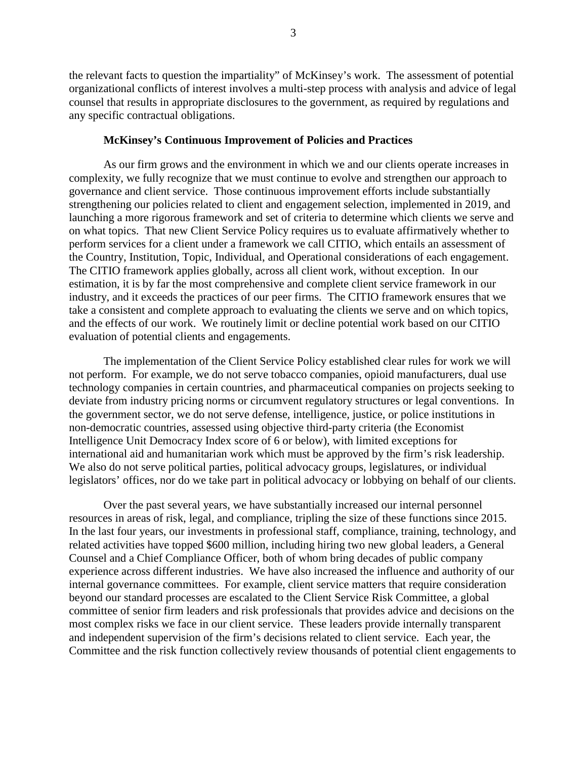the relevant facts to question the impartiality" of McKinsey's work. The assessment of potential organizational conflicts of interest involves a multi-step process with analysis and advice of legal counsel that results in appropriate disclosures to the government, as required by regulations and any specific contractual obligations.

**McKinsey's Continuous Improvement of Policies and Practices**

As our firm grows and the environment in which we and our clients operate increases in complexity, we fully recognize that we must continue to evolve and strengthen our approach to governance and client service. Those continuous improvement efforts include substantially strengthening our policies related to client and engagement selection, implemented in 2019, and launching a more rigorous framework and set of criteria to determine which clients we serve and on what topics. That new Client Service Policy requires us to evaluate affirmatively whether to perform services for a client under a framework we call CITIO, which entails an assessment of the Country, Institution, Topic, Individual, and Operational considerations of each engagement. The CITIO framework applies globally, across all client work, without exception. In our estimation, it is by far the most comprehensive and complete client service framework in our industry, and it exceeds the practices of our peer firms. The CITIO framework ensures that we take a consistent and complete approach to evaluating the clients we serve and on which topics, and the effects of our work. We routinely limit or decline potential work based on our CITIO evaluation of potential clients and engagements.

The implementation of the Client Service Policy established clear rules for work we will not perform. For example, we do not serve tobacco companies, opioid manufacturers, dual use technology companies in certain countries, and pharmaceutical companies on projects seeking to deviate from industry pricing norms or circumvent regulatory structures or legal conventions. In the government sector, we do not serve defense, intelligence, justice, or police institutions in non-democratic countries, assessed using objective third-party criteria (the Economist Intelligence Unit Democracy Index score of 6 or below), with limited exceptions for international aid and humanitarian work which must be approved by the firm's risk leadership. We also do not serve political parties, political advocacy groups, legislatures, or individual legislators' offices, nor do we take part in political advocacy or lobbying on behalf of our clients.

Over the past several years, we have substantially increased our internal personnel resources in areas of risk, legal, and compliance, tripling the size of these functions since 2015. In the last four years, our investments in professional staff, compliance, training, technology, and related activities have topped $600 million, including hiring two new global leaders, a General Counsel and a Chief Compliance Officer, both of whom bring decades of public company experience across different industries. We have also increased the influence and authority of our internal governance committees. For example, client service matters that require consideration beyond our standard processes are escalated to the Client Service Risk Committee, a global committee of senior firm leaders and risk professionals that provides advice and decisions on the most complex risks we face in our client service. These leaders provide internally transparent and independent supervision of the firm's decisions related to client service. Each year, the Committee and the risk function collectively review thousands of potential client engagements to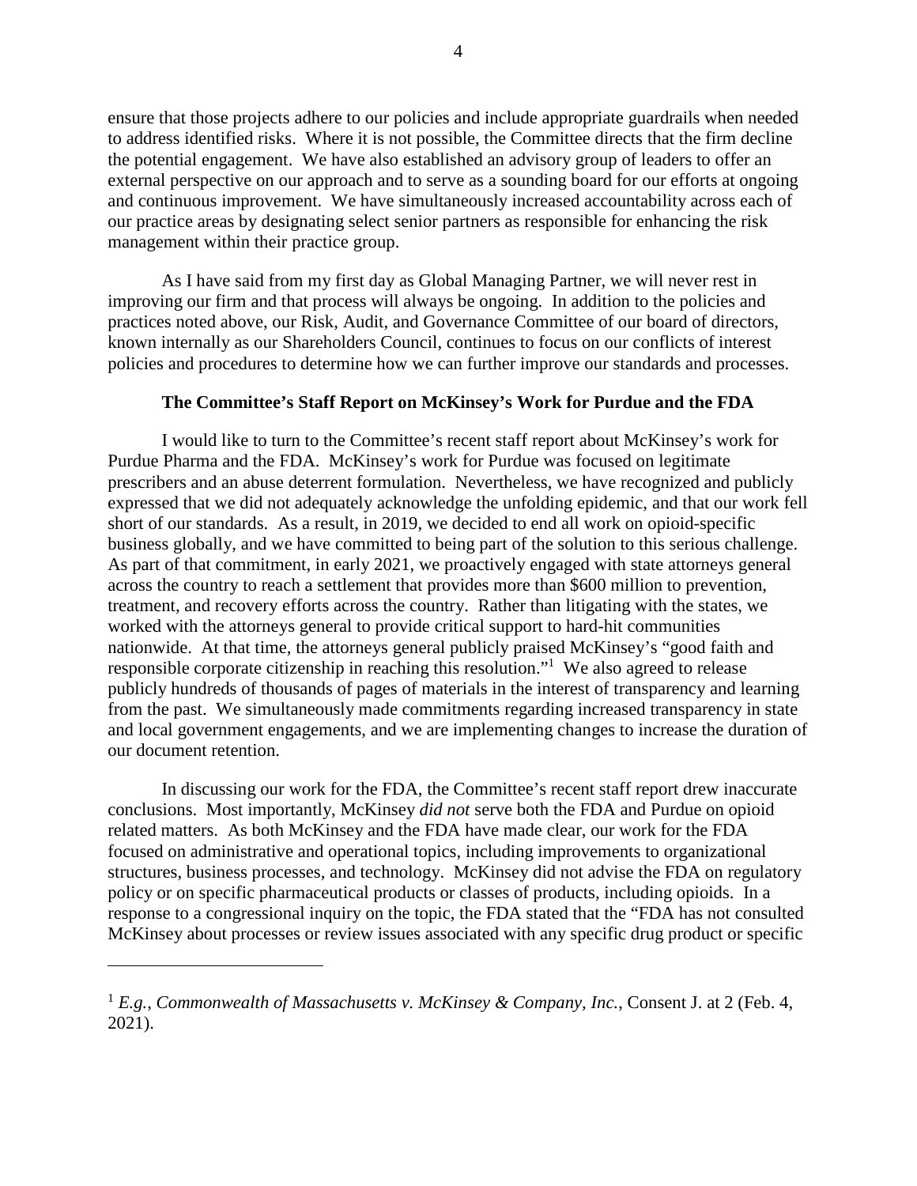ensure that those projects adhere to our policies and include appropriate guardrails when needed to address identified risks. Where it is not possible, the Committee directs that the firm decline the potential engagement. We have also established an advisory group of leaders to offer an external perspective on our approach and to serve as a sounding board for our efforts at ongoing and continuous improvement. We have simultaneously increased accountability across each of our practice areas by designating select senior partners as responsible for enhancing the risk management within their practice group.

As I have said from my first day as Global Managing Partner, we will never rest in improving our firm and that process will always be ongoing. In addition to the policies and practices noted above, our Risk, Audit, and Governance Committee of our board of directors, known internally as our Shareholders Council, continues to focus on our conflicts of interest policies and procedures to determine how we can further improve our standards and processes.

**The Committee's Staff Report on McKinsey's Work for Purdue and the FDA**

I would like to turn to the Committee's recent staff report about McKinsey's work for Purdue Pharma and the FDA. McKinsey's work for Purdue was focused on legitimate prescribers and an abuse deterrent formulation. Nevertheless, we have recognized and publicly expressed that we did not adequately acknowledge the unfolding epidemic, and that our work fell short of our standards. As a result, in 2019, we decided to end all work on opioid-specific business globally, and we have committed to being part of the solution to this serious challenge. As part of that commitment, in early 2021, we proactively engaged with state attorneys general across the country to reach a settlement that provides more than $600 million to prevention, treatment, and recovery efforts across the country. Rather than litigating with the states, we worked with the attorneys general to provide critical support to hard-hit communities nationwide. At that time, the attorneys general publicly praised McKinsey's "good faith and responsible corporate citizenship in reaching this resolution."[1] We also agreed to release publicly hundreds of thousands of pages of materials in the interest of transparency and learning from the past. We simultaneously made commitments regarding increased transparency in state and local government engagements, and we are implementing changes to increase the duration of our document retention.

In discussing our work for the FDA, the Committee's recent staff report drew inaccurate conclusions. Most importantly, McKinsey *did not* serve both the FDA and Purdue on opioid related matters. As both McKinsey and the FDA have made clear, our work for the FDA focused on administrative and operational topics, including improvements to organizational structures, business processes, and technology. McKinsey did not advise the FDA on regulatory policy or on specific pharmaceutical products or classes of products, including opioids. In a response to a congressional inquiry on the topic, the FDA stated that the "FDA has not consulted McKinsey about processes or review issues associated with any specific drug product or specific

---

[1] *E.g.*, *Commonwealth of Massachusetts v. McKinsey & Company, Inc.*, Consent J. at 2 (Feb. 4, 2021).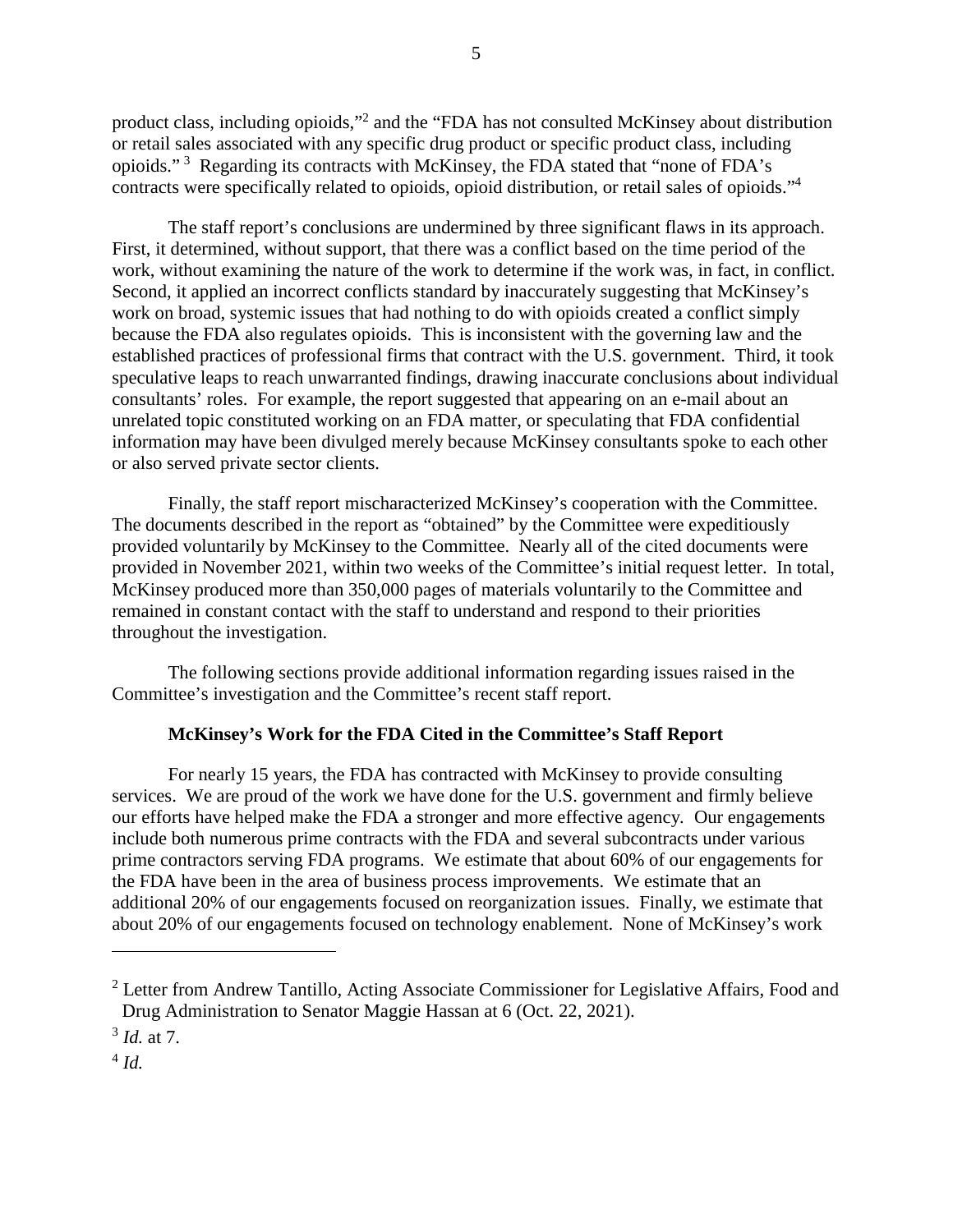product class, including opioids,"[2] and the "FDA has not consulted McKinsey about distribution or retail sales associated with any specific drug product or specific product class, including opioids."[3] Regarding its contracts with McKinsey, the FDA stated that "none of FDA's contracts were specifically related to opioids, opioid distribution, or retail sales of opioids."[4]

The staff report's conclusions are undermined by three significant flaws in its approach. First, it determined, without support, that there was a conflict based on the time period of the work, without examining the nature of the work to determine if the work was, in fact, in conflict. Second, it applied an incorrect conflicts standard by inaccurately suggesting that McKinsey's work on broad, systemic issues that had nothing to do with opioids created a conflict simply because the FDA also regulates opioids. This is inconsistent with the governing law and the established practices of professional firms that contract with the U.S. government. Third, it took speculative leaps to reach unwarranted findings, drawing inaccurate conclusions about individual consultants' roles. For example, the report suggested that appearing on an e-mail about an unrelated topic constituted working on an FDA matter, or speculating that FDA confidential information may have been divulged merely because McKinsey consultants spoke to each other or also served private sector clients.

Finally, the staff report mischaracterized McKinsey's cooperation with the Committee. The documents described in the report as "obtained" by the Committee were expeditiously provided voluntarily by McKinsey to the Committee. Nearly all of the cited documents were provided in November 2021, within two weeks of the Committee's initial request letter. In total, McKinsey produced more than 350,000 pages of materials voluntarily to the Committee and remained in constant contact with the staff to understand and respond to their priorities throughout the investigation.

The following sections provide additional information regarding issues raised in the Committee's investigation and the Committee's recent staff report.

**McKinsey's Work for the FDA Cited in the Committee's Staff Report**

For nearly 15 years, the FDA has contracted with McKinsey to provide consulting services. We are proud of the work we have done for the U.S. government and firmly believe our efforts have helped make the FDA a stronger and more effective agency. Our engagements include both numerous prime contracts with the FDA and several subcontracts under various prime contractors serving FDA programs. We estimate that about 60% of our engagements for the FDA have been in the area of business process improvements. We estimate that an additional 20% of our engagements focused on reorganization issues. Finally, we estimate that about 20% of our engagements focused on technology enablement. None of McKinsey's work

---

[2] Letter from Andrew Tantillo, Acting Associate Commissioner for Legislative Affairs, Food and Drug Administration to Senator Maggie Hassan at 6 (Oct. 22, 2021).

[3] *Id.* at 7.

[4] *Id.*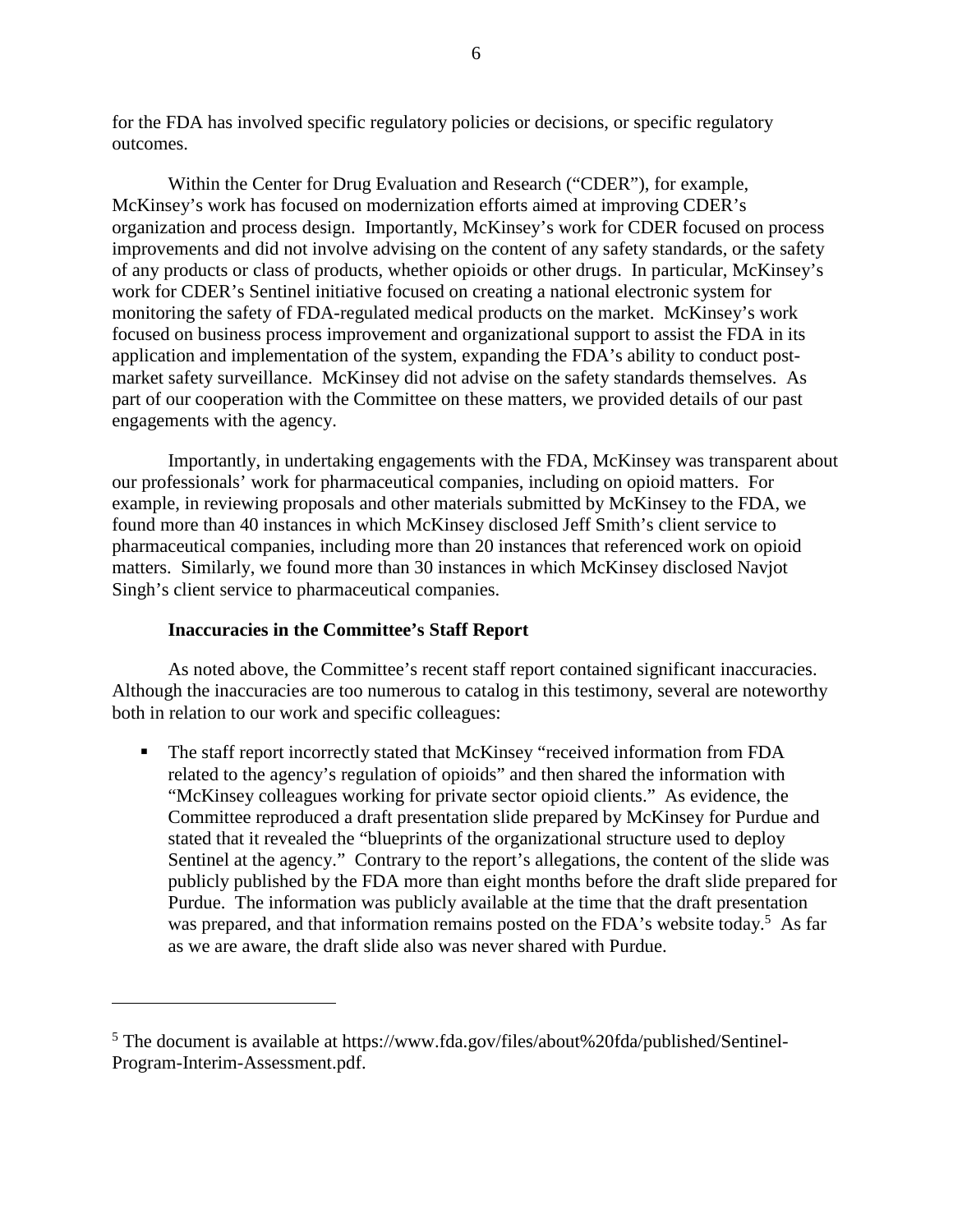for the FDA has involved specific regulatory policies or decisions, or specific regulatory outcomes.

Within the Center for Drug Evaluation and Research ("CDER"), for example, McKinsey's work has focused on modernization efforts aimed at improving CDER's organization and process design. Importantly, McKinsey's work for CDER focused on process improvements and did not involve advising on the content of any safety standards, or the safety of any products or class of products, whether opioids or other drugs. In particular, McKinsey's work for CDER's Sentinel initiative focused on creating a national electronic system for monitoring the safety of FDA-regulated medical products on the market. McKinsey's work focused on business process improvement and organizational support to assist the FDA in its application and implementation of the system, expanding the FDA's ability to conduct post-market safety surveillance. McKinsey did not advise on the safety standards themselves. As part of our cooperation with the Committee on these matters, we provided details of our past engagements with the agency.

Importantly, in undertaking engagements with the FDA, McKinsey was transparent about our professionals' work for pharmaceutical companies, including on opioid matters. For example, in reviewing proposals and other materials submitted by McKinsey to the FDA, we found more than 40 instances in which McKinsey disclosed Jeff Smith's client service to pharmaceutical companies, including more than 20 instances that referenced work on opioid matters. Similarly, we found more than 30 instances in which McKinsey disclosed Navjot Singh's client service to pharmaceutical companies.

**Inaccuracies in the Committee's Staff Report**

As noted above, the Committee's recent staff report contained significant inaccuracies. Although the inaccuracies are too numerous to catalog in this testimony, several are noteworthy both in relation to our work and specific colleagues:

- The staff report incorrectly stated that McKinsey "received information from FDA related to the agency's regulation of opioids" and then shared the information with "McKinsey colleagues working for private sector opioid clients." As evidence, the Committee reproduced a draft presentation slide prepared by McKinsey for Purdue and stated that it revealed the "blueprints of the organizational structure used to deploy Sentinel at the agency." Contrary to the report's allegations, the content of the slide was publicly published by the FDA more than eight months before the draft slide prepared for Purdue. The information was publicly available at the time that the draft presentation was prepared, and that information remains posted on the FDA's website today.[5] As far as we are aware, the draft slide also was never shared with Purdue.

[5] The document is available at https://www.fda.gov/files/about%20fda/published/Sentinel-Program-Interim-Assessment.pdf.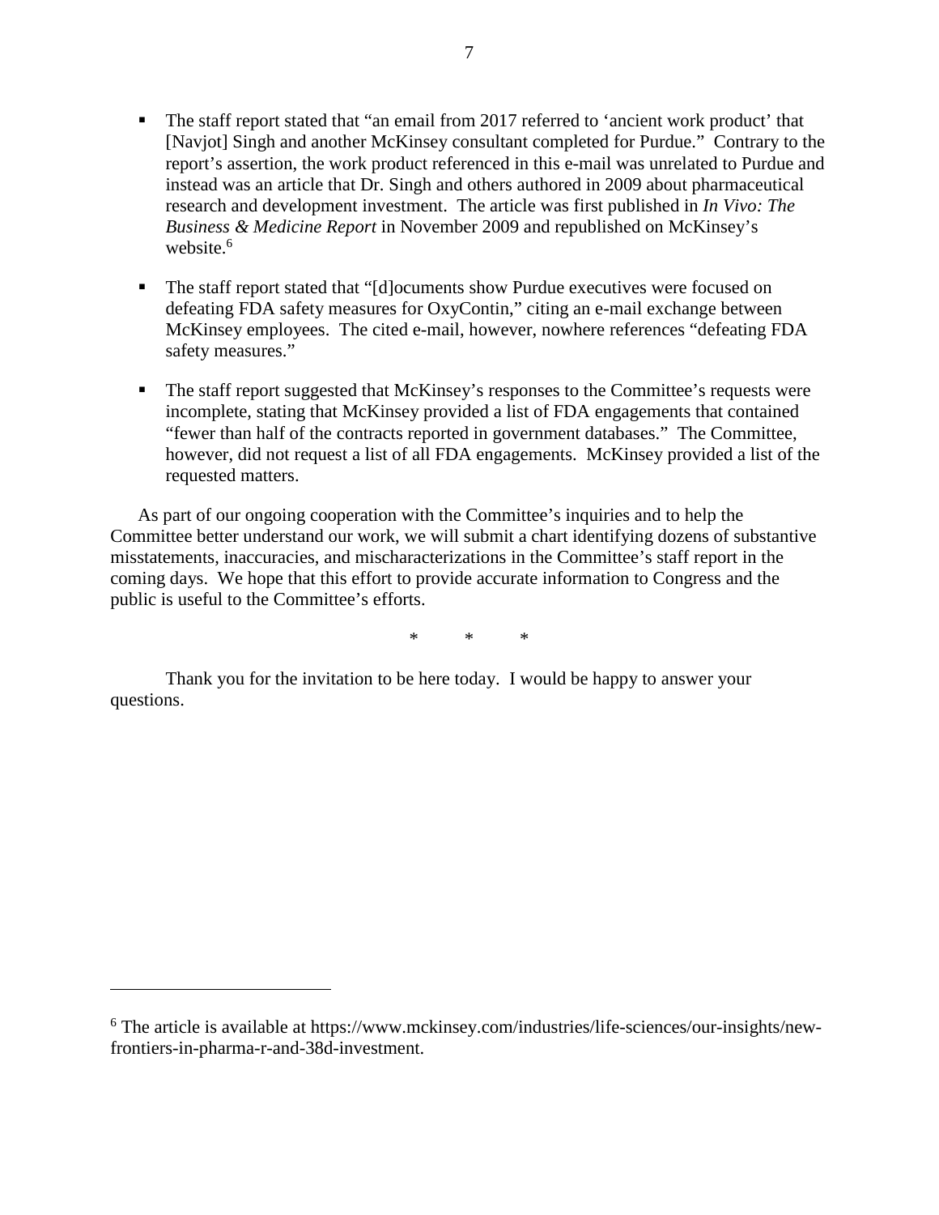- The staff report stated that "an email from 2017 referred to 'ancient work product' that [Navjot] Singh and another McKinsey consultant completed for Purdue." Contrary to the report's assertion, the work product referenced in this e-mail was unrelated to Purdue and instead was an article that Dr. Singh and others authored in 2009 about pharmaceutical research and development investment. The article was first published in *In Vivo: The Business & Medicine Report* in November 2009 and republished on McKinsey's website.[6]

- The staff report stated that "[d]ocuments show Purdue executives were focused on defeating FDA safety measures for OxyContin," citing an e-mail exchange between McKinsey employees. The cited e-mail, however, nowhere references "defeating FDA safety measures."

- The staff report suggested that McKinsey's responses to the Committee's requests were incomplete, stating that McKinsey provided a list of FDA engagements that contained "fewer than half of the contracts reported in government databases." The Committee, however, did not request a list of all FDA engagements. McKinsey provided a list of the requested matters.

As part of our ongoing cooperation with the Committee's inquiries and to help the Committee better understand our work, we will submit a chart identifying dozens of substantive misstatements, inaccuracies, and mischaracterizations in the Committee's staff report in the coming days. We hope that this effort to provide accurate information to Congress and the public is useful to the Committee's efforts.

\* \* \*

Thank you for the invitation to be here today. I would be happy to answer your questions.

---

[6] The article is available at https://www.mckinsey.com/industries/life-sciences/our-insights/new-frontiers-in-pharma-r-and-38d-investment.